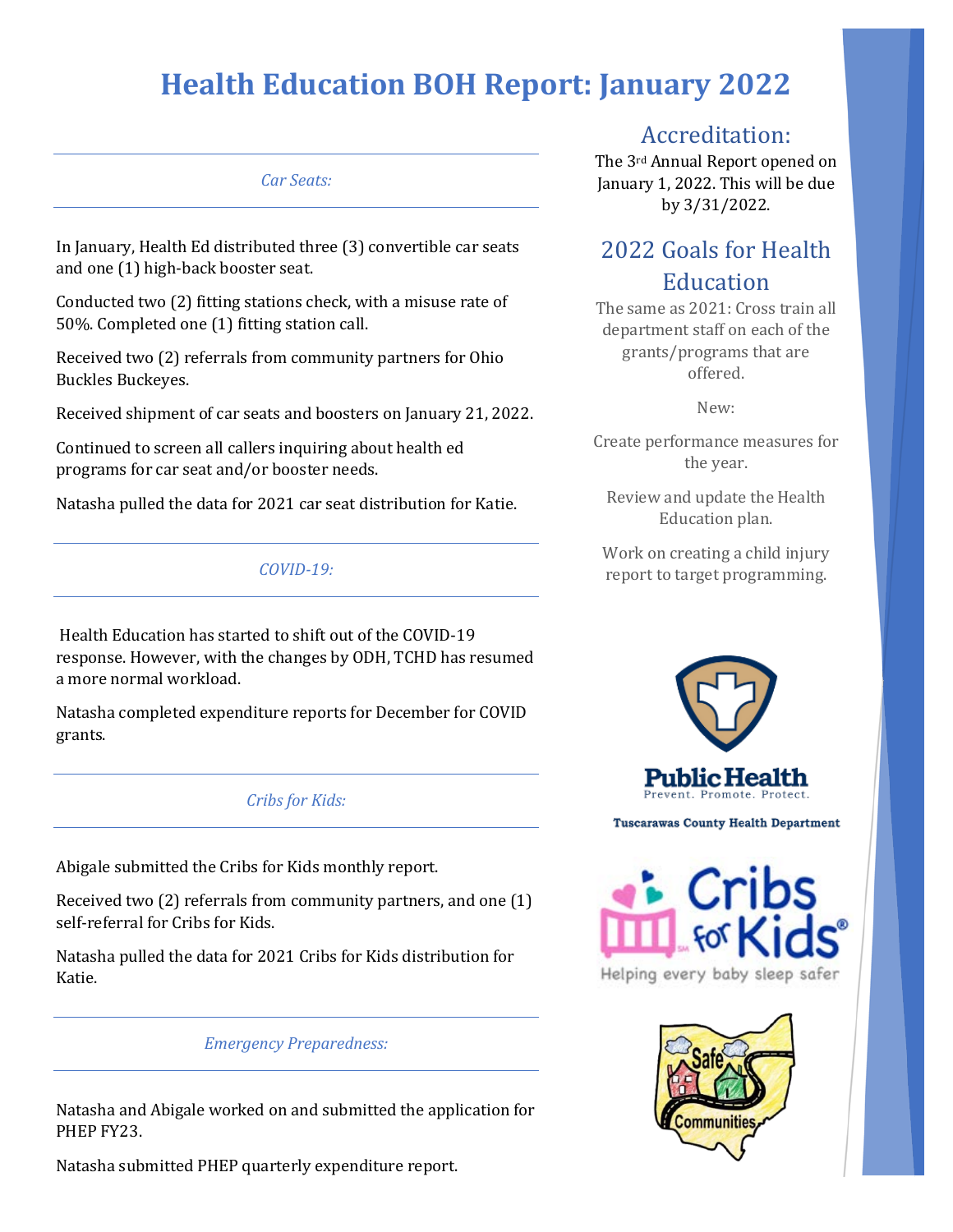# Health Education BOH Report: January 2022

### *Car Seats:*

In January, Health Ed distributed three (3) convertible car seats and one (1) high-back booster seat.

Conducted two (2) fitting stations check, with a misuse rate of 50%. Completed one (1) fitting station call.

Received two (2) referrals from community partners for Ohio Buckles Buckeyes.

Received shipment of car seats and boosters on January 21, 2022.

Continued to screen all callers inquiring about health ed programs for car seat and/or booster needs.

Natasha pulled the data for 2021 car seat distribution for Katie.

### *COVID-19:*

Health Education has started to shift out of the COVID-19 response. However, with the changes by ODH, TCHD has resumed a more normal workload.

Natasha completed expenditure reports for December for COVID grants.

### *Cribs for Kids:*

Abigale submitted the Cribs for Kids monthly report.

Received two (2) referrals from community partners, and one (1) self-referral for Cribs for Kids.

Natasha pulled the data for 2021 Cribs for Kids distribution for Katie.

### *Emergency Preparedness:*

Natasha and Abigale worked on and submitted the application for PHEP FY23.

Natasha submitted PHEP quarterly expenditure report.

## Accreditation:

The 3rd Annual Report opened on January 1, 2022. This will be due by 3/31/2022.

## 2022 Goals for Health Education

The same as 2021: Cross train all department staff on each of the grants/programs that are offered.

New:

Create performance measures for the year.

Review and update the Health Education plan.

Work on creating a child injury report to target programming.

Public Health
Prevent. Promote. Protect.
Tuscarawas County Health Department

Cribs for Kids
Helping every baby sleep safer

Safe Communities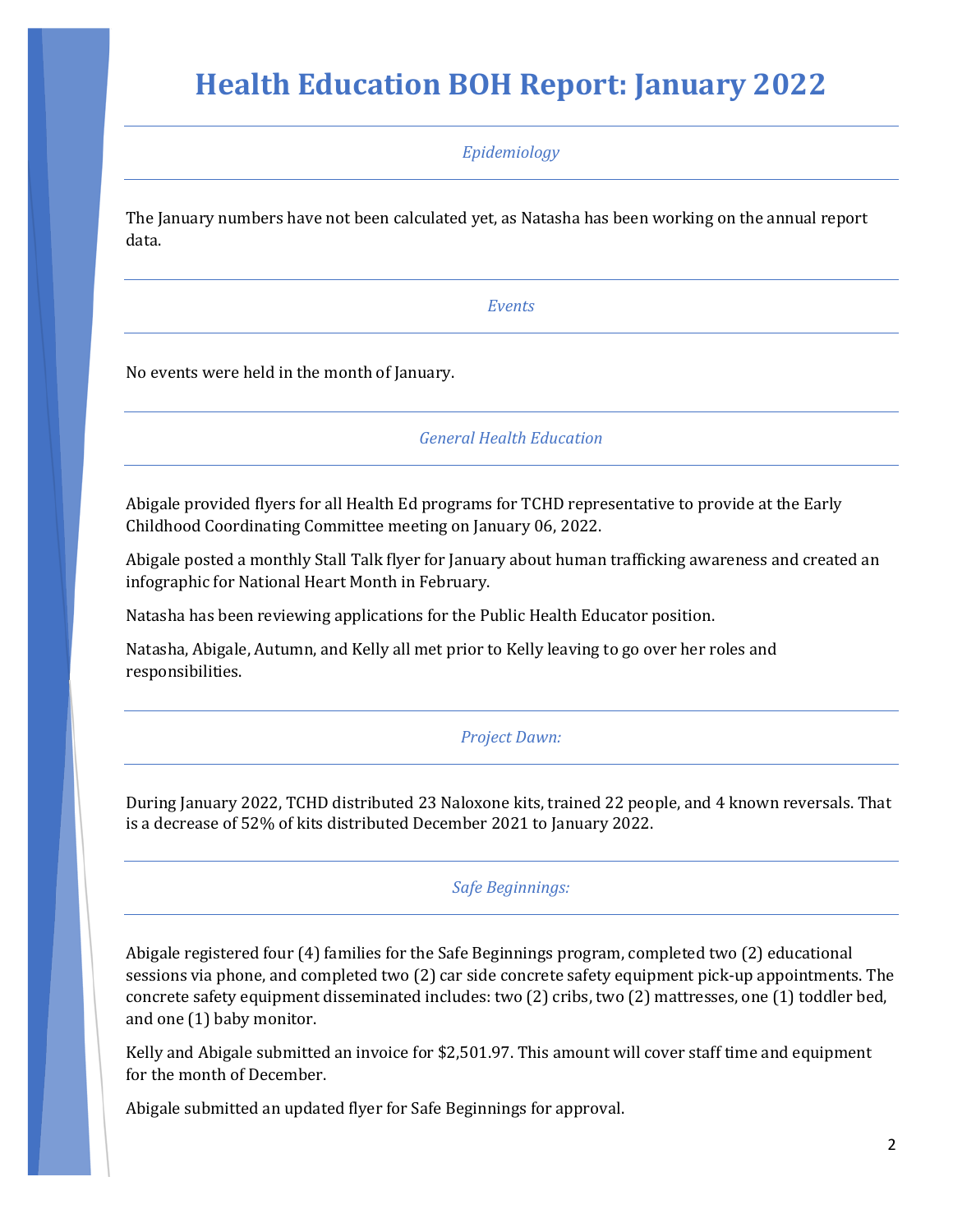# Health Education BOH Report: January 2022

## *Epidemiology*

The January numbers have not been calculated yet, as Natasha has been working on the annual report data.

## *Events*

No events were held in the month of January.

## *General Health Education*

Abigale provided flyers for all Health Ed programs for TCHD representative to provide at the Early Childhood Coordinating Committee meeting on January 06, 2022.

Abigale posted a monthly Stall Talk flyer for January about human trafficking awareness and created an infographic for National Heart Month in February.

Natasha has been reviewing applications for the Public Health Educator position.

Natasha, Abigale, Autumn, and Kelly all met prior to Kelly leaving to go over her roles and responsibilities.

## *Project Dawn:*

During January 2022, TCHD distributed 23 Naloxone kits, trained 22 people, and 4 known reversals. That is a decrease of 52% of kits distributed December 2021 to January 2022.

## *Safe Beginnings:*

Abigale registered four (4) families for the Safe Beginnings program, completed two (2) educational sessions via phone, and completed two (2) car side concrete safety equipment pick-up appointments. The concrete safety equipment disseminated includes: two (2) cribs, two (2) mattresses, one (1) toddler bed, and one (1) baby monitor.

Kelly and Abigale submitted an invoice for $2,501.97. This amount will cover staff time and equipment for the month of December.

Abigale submitted an updated flyer for Safe Beginnings for approval.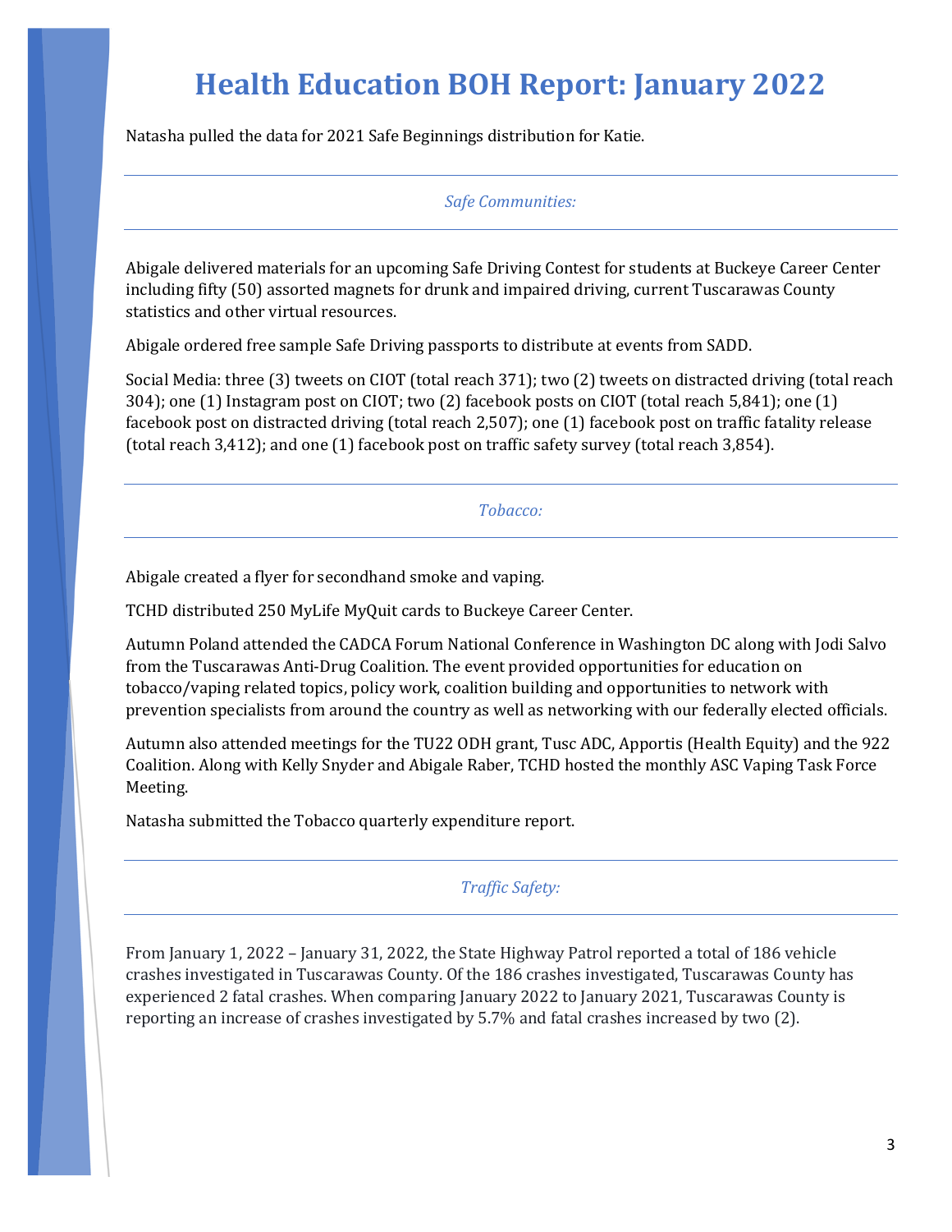# Health Education BOH Report: January 2022

Natasha pulled the data for 2021 Safe Beginnings distribution for Katie.

---

*Safe Communities:*

---

Abigale delivered materials for an upcoming Safe Driving Contest for students at Buckeye Career Center including fifty (50) assorted magnets for drunk and impaired driving, current Tuscarawas County statistics and other virtual resources.

Abigale ordered free sample Safe Driving passports to distribute at events from SADD.

Social Media: three (3) tweets on CIOT (total reach 371); two (2) tweets on distracted driving (total reach 304); one (1) Instagram post on CIOT; two (2) facebook posts on CIOT (total reach 5,841); one (1) facebook post on distracted driving (total reach 2,507); one (1) facebook post on traffic fatality release (total reach 3,412); and one (1) facebook post on traffic safety survey (total reach 3,854).

---

*Tobacco:*

---

Abigale created a flyer for secondhand smoke and vaping.

TCHD distributed 250 MyLife MyQuit cards to Buckeye Career Center.

Autumn Poland attended the CADCA Forum National Conference in Washington DC along with Jodi Salvo from the Tuscarawas Anti-Drug Coalition. The event provided opportunities for education on tobacco/vaping related topics, policy work, coalition building and opportunities to network with prevention specialists from around the country as well as networking with our federally elected officials.

Autumn also attended meetings for the TU22 ODH grant, Tusc ADC, Apportis (Health Equity) and the 922 Coalition. Along with Kelly Snyder and Abigale Raber, TCHD hosted the monthly ASC Vaping Task Force Meeting.

Natasha submitted the Tobacco quarterly expenditure report.

---

*Traffic Safety:*

---

From January 1, 2022 – January 31, 2022, the State Highway Patrol reported a total of 186 vehicle crashes investigated in Tuscarawas County. Of the 186 crashes investigated, Tuscarawas County has experienced 2 fatal crashes. When comparing January 2022 to January 2021, Tuscarawas County is reporting an increase of crashes investigated by 5.7% and fatal crashes increased by two (2).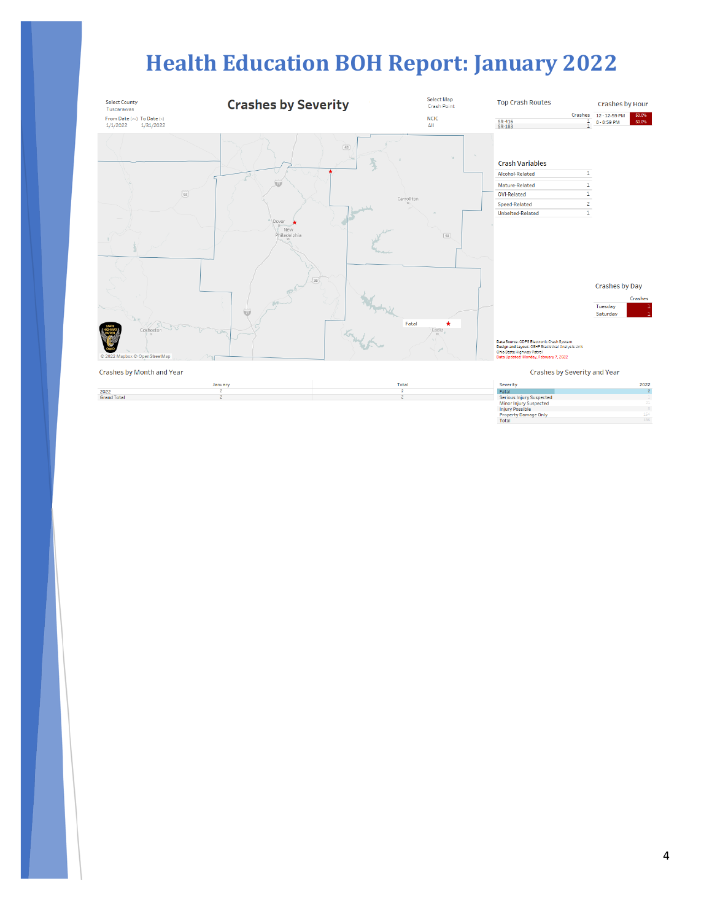# Health Education BOH Report: January 2022

Select County
Tuscarawas

From Date (>=) To Date (<)
1/1/2022 1/31/2022

## Crashes by Severity

Select Map
Crash Point

NCIC
All

Dover
New Philadelphia
Carrollton
Coshocton
Cadiz
Fatal

© 2022 Mapbox © OpenStreetMap

### Top Crash Routes

| | Crashes |
|---|---|
| SR-416 | 1 |
| SR-183 | 1 |

### Crashes by Hour

| | |
|---|---|
| 12 - 12:59 PM | 50.0% |
| 8 - 8:59 PM | 50.0% |

### Crash Variables

| | |
|---|---|
| Alcohol-Related | 1 |
| Mature-Related | 1 |
| OVI-Related | 1 |
| Speed-Related | 2 |
| Unbelted-Related | 1 |

### Crashes by Day

| | Crashes |
|---|---|
| Tuesday | 1 |
| Saturday | 1 |

Data Source: ODPS Electronic Crash System
Design and Layout: OSHP Statistical Analysis Unit
Ohio State Highway Patrol
Data Updated: Monday, February 7, 2022

### Crashes by Month and Year

| | January | Total |
|---|---|---|
| 2022 | 2 | 2 |
| Grand Total | 2 | 2 |

### Crashes by Severity and Year

| Severity | 2022 |
|---|---|
| Fatal | 2 |
| Serious Injury Suspected | 1 |
| Minor Injury Suspected | 21 |
| Injury Possible | 8 |
| Property Damage Only | 153 |
| Total | 185 |